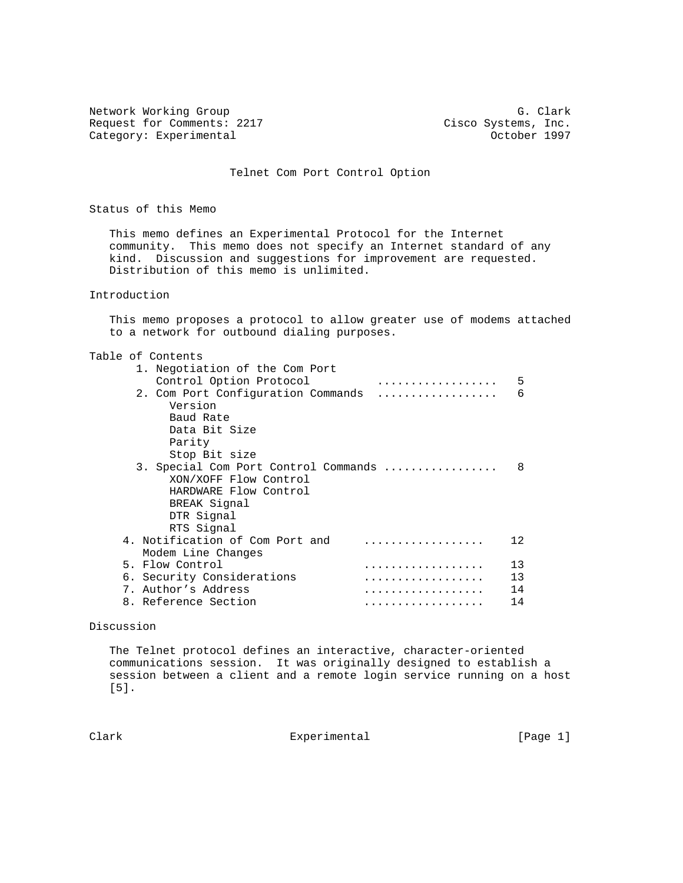Network Working Group G. Clark
Request for Comments: 2217 Cisco Systems, Inc.
Category: Experimental October 1997

# Telnet Com Port Control Option

## Status of this Memo

This memo defines an Experimental Protocol for the Internet community. This memo does not specify an Internet standard of any kind. Discussion and suggestions for improvement are requested. Distribution of this memo is unlimited.

## Introduction

This memo proposes a protocol to allow greater use of modems attached to a network for outbound dialing purposes.

## Table of Contents

1. Negotiation of the Com Port Control Option Protocol .................. 5
2. Com Port Configuration Commands .................. 6
   - Version
   - Baud Rate
   - Data Bit Size
   - Parity
   - Stop Bit size
3. Special Com Port Control Commands ................. 8
   - XON/XOFF Flow Control
   - HARDWARE Flow Control
   - BREAK Signal
   - DTR Signal
   - RTS Signal
4. Notification of Com Port and Modem Line Changes .................. 12
5. Flow Control .................. 13
6. Security Considerations .................. 13
7. Author's Address .................. 14
8. Reference Section .................. 14

## Discussion

The Telnet protocol defines an interactive, character-oriented communications session. It was originally designed to establish a session between a client and a remote login service running on a host [5].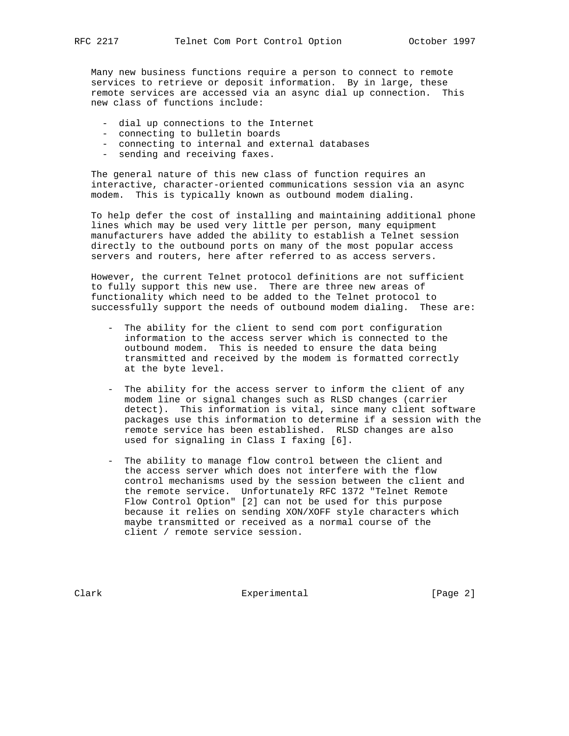Many new business functions require a person to connect to remote services to retrieve or deposit information. By in large, these remote services are accessed via an async dial up connection. This new class of functions include:

- dial up connections to the Internet
- connecting to bulletin boards
- connecting to internal and external databases
- sending and receiving faxes.

The general nature of this new class of function requires an interactive, character-oriented communications session via an async modem. This is typically known as outbound modem dialing.

To help defer the cost of installing and maintaining additional phone lines which may be used very little per person, many equipment manufacturers have added the ability to establish a Telnet session directly to the outbound ports on many of the most popular access servers and routers, here after referred to as access servers.

However, the current Telnet protocol definitions are not sufficient to fully support this new use. There are three new areas of functionality which need to be added to the Telnet protocol to successfully support the needs of outbound modem dialing. These are:

- The ability for the client to send com port configuration information to the access server which is connected to the outbound modem. This is needed to ensure the data being transmitted and received by the modem is formatted correctly at the byte level.

- The ability for the access server to inform the client of any modem line or signal changes such as RLSD changes (carrier detect). This information is vital, since many client software packages use this information to determine if a session with the remote service has been established. RLSD changes are also used for signaling in Class I faxing [6].

- The ability to manage flow control between the client and the access server which does not interfere with the flow control mechanisms used by the session between the client and the remote service. Unfortunately RFC 1372 "Telnet Remote Flow Control Option" [2] can not be used for this purpose because it relies on sending XON/XOFF style characters which maybe transmitted or received as a normal course of the client / remote service session.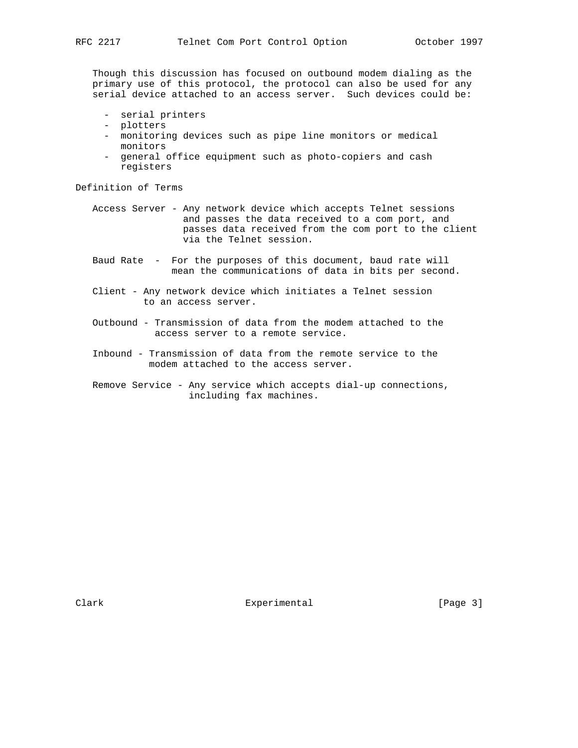Though this discussion has focused on outbound modem dialing as the primary use of this protocol, the protocol can also be used for any serial device attached to an access server. Such devices could be:

- serial printers
- plotters
- monitoring devices such as pipe line monitors or medical monitors
- general office equipment such as photo-copiers and cash registers

## Definition of Terms

Access Server - Any network device which accepts Telnet sessions and passes the data received to a com port, and passes data received from the com port to the client via the Telnet session.

Baud Rate - For the purposes of this document, baud rate will mean the communications of data in bits per second.

Client - Any network device which initiates a Telnet session to an access server.

Outbound - Transmission of data from the modem attached to the access server to a remote service.

Inbound - Transmission of data from the remote service to the modem attached to the access server.

Remove Service - Any service which accepts dial-up connections, including fax machines.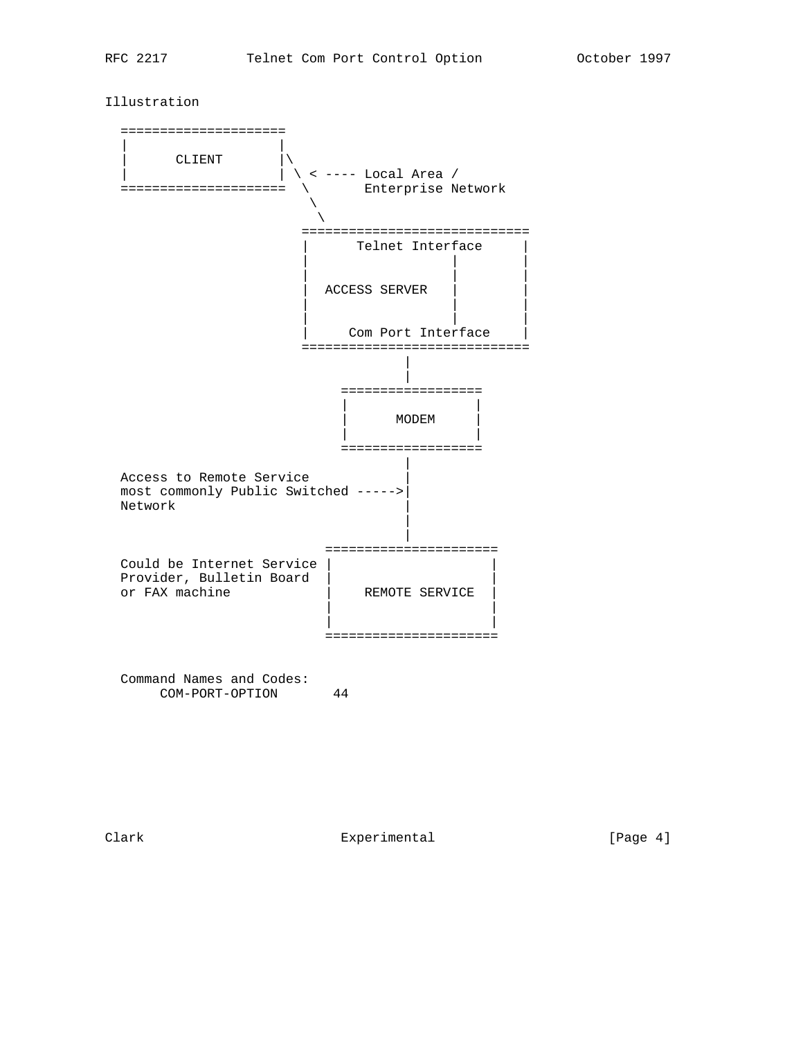Illustration

```
  ====================
  |                  |
  |      CLIENT      |\
  |                  | \ < ---- Local Area /
  ====================  \       Enterprise Network
                         \
                          \
                        ============================
                        |      Telnet Interface    |
                        |                  |       |
                        |                  |       |
                        |  ACCESS SERVER   |       |
                        |                  |       |
                        |                  |       |
                        |     Com Port Interface   |
                        ============================
                                     |
                                     |
                             ==================
                             |                |
                             |      MODEM     |
                             |                |
                             ==================
                                     |
  Access to Remote Service           |
  most commonly Public Switched ---->|
  Network                            |
                                     |
                                     |
                           ======================
  Could be Internet Service |                    |
  Provider, Bulletin Board  |                    |
  or FAX machine            |   REMOTE SERVICE   |
                            |                    |
                            |                    |
                           ======================
```

Command Names and Codes:

```
     COM-PORT-OPTION       44
```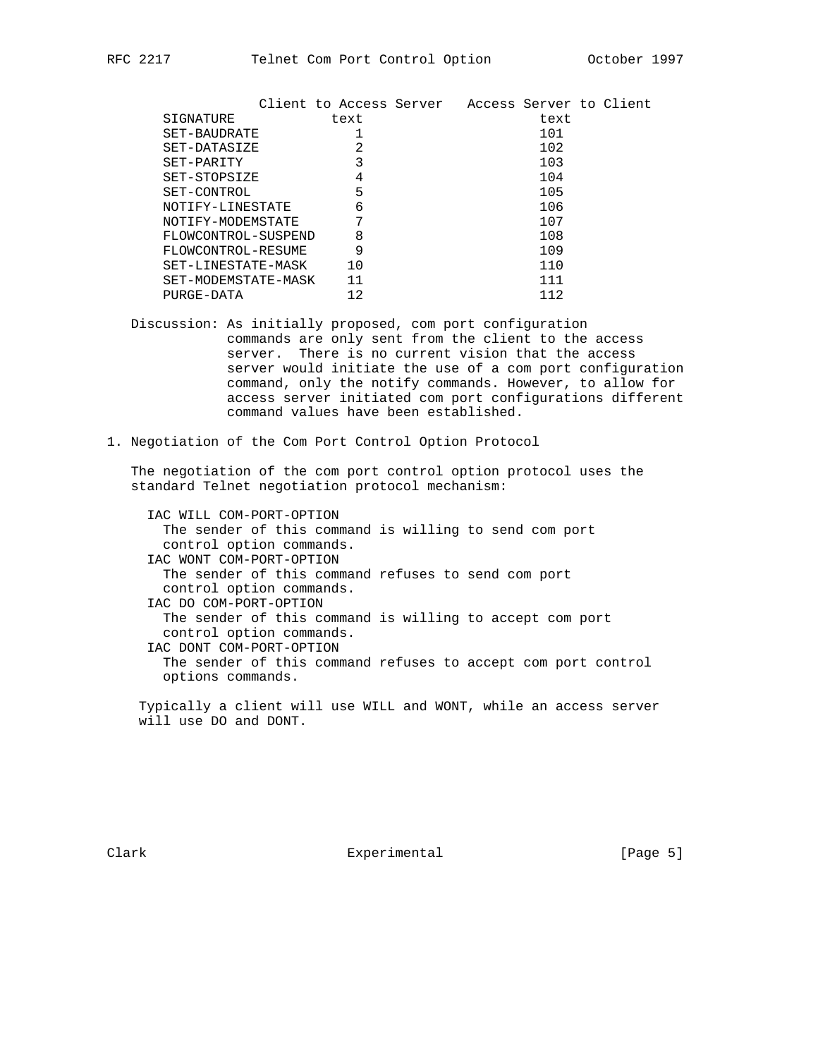| | Client to Access Server | Access Server to Client |
|---|---|---|
| SIGNATURE | text | text |
| SET-BAUDRATE | 1 | 101 |
| SET-DATASIZE | 2 | 102 |
| SET-PARITY | 3 | 103 |
| SET-STOPSIZE | 4 | 104 |
| SET-CONTROL | 5 | 105 |
| NOTIFY-LINESTATE | 6 | 106 |
| NOTIFY-MODEMSTATE | 7 | 107 |
| FLOWCONTROL-SUSPEND | 8 | 108 |
| FLOWCONTROL-RESUME | 9 | 109 |
| SET-LINESTATE-MASK | 10 | 110 |
| SET-MODEMSTATE-MASK | 11 | 111 |
| PURGE-DATA | 12 | 112 |

Discussion: As initially proposed, com port configuration commands are only sent from the client to the access server. There is no current vision that the access server would initiate the use of a com port configuration command, only the notify commands. However, to allow for access server initiated com port configurations different command values have been established.

## 1. Negotiation of the Com Port Control Option Protocol

The negotiation of the com port control option protocol uses the standard Telnet negotiation protocol mechanism:

IAC WILL COM-PORT-OPTION
  The sender of this command is willing to send com port control option commands.

IAC WONT COM-PORT-OPTION
  The sender of this command refuses to send com port control option commands.

IAC DO COM-PORT-OPTION
  The sender of this command is willing to accept com port control option commands.

IAC DONT COM-PORT-OPTION
  The sender of this command refuses to accept com port control options commands.

Typically a client will use WILL and WONT, while an access server will use DO and DONT.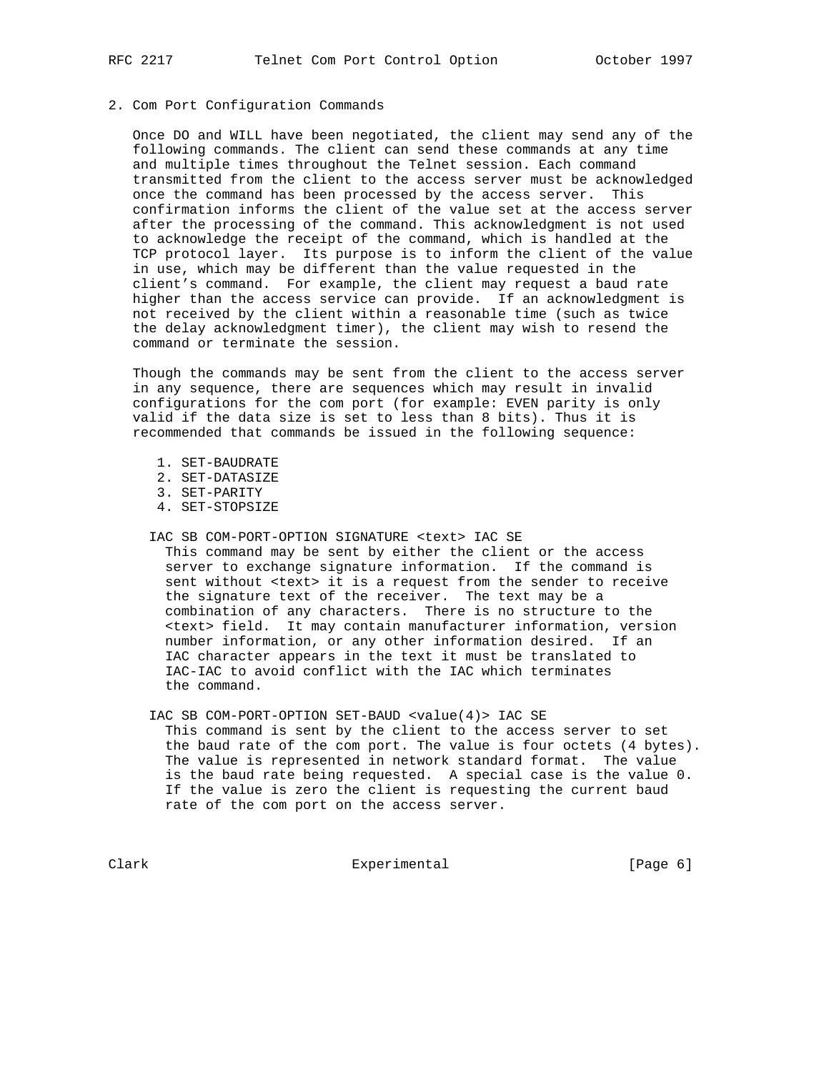## 2. Com Port Configuration Commands

Once DO and WILL have been negotiated, the client may send any of the following commands. The client can send these commands at any time and multiple times throughout the Telnet session. Each command transmitted from the client to the access server must be acknowledged once the command has been processed by the access server. This confirmation informs the client of the value set at the access server after the processing of the command. This acknowledgment is not used to acknowledge the receipt of the command, which is handled at the TCP protocol layer. Its purpose is to inform the client of the value in use, which may be different than the value requested in the client's command. For example, the client may request a baud rate higher than the access service can provide. If an acknowledgment is not received by the client within a reasonable time (such as twice the delay acknowledgment timer), the client may wish to resend the command or terminate the session.

Though the commands may be sent from the client to the access server in any sequence, there are sequences which may result in invalid configurations for the com port (for example: EVEN parity is only valid if the data size is set to less than 8 bits). Thus it is recommended that commands be issued in the following sequence:

1. SET-BAUDRATE
2. SET-DATASIZE
3. SET-PARITY
4. SET-STOPSIZE

IAC SB COM-PORT-OPTION SIGNATURE <text> IAC SE

This command may be sent by either the client or the access server to exchange signature information. If the command is sent without <text> it is a request from the sender to receive the signature text of the receiver. The text may be a combination of any characters. There is no structure to the <text> field. It may contain manufacturer information, version number information, or any other information desired. If an IAC character appears in the text it must be translated to IAC-IAC to avoid conflict with the IAC which terminates the command.

IAC SB COM-PORT-OPTION SET-BAUD <value(4)> IAC SE

This command is sent by the client to the access server to set the baud rate of the com port. The value is four octets (4 bytes). The value is represented in network standard format. The value is the baud rate being requested. A special case is the value 0. If the value is zero the client is requesting the current baud rate of the com port on the access server.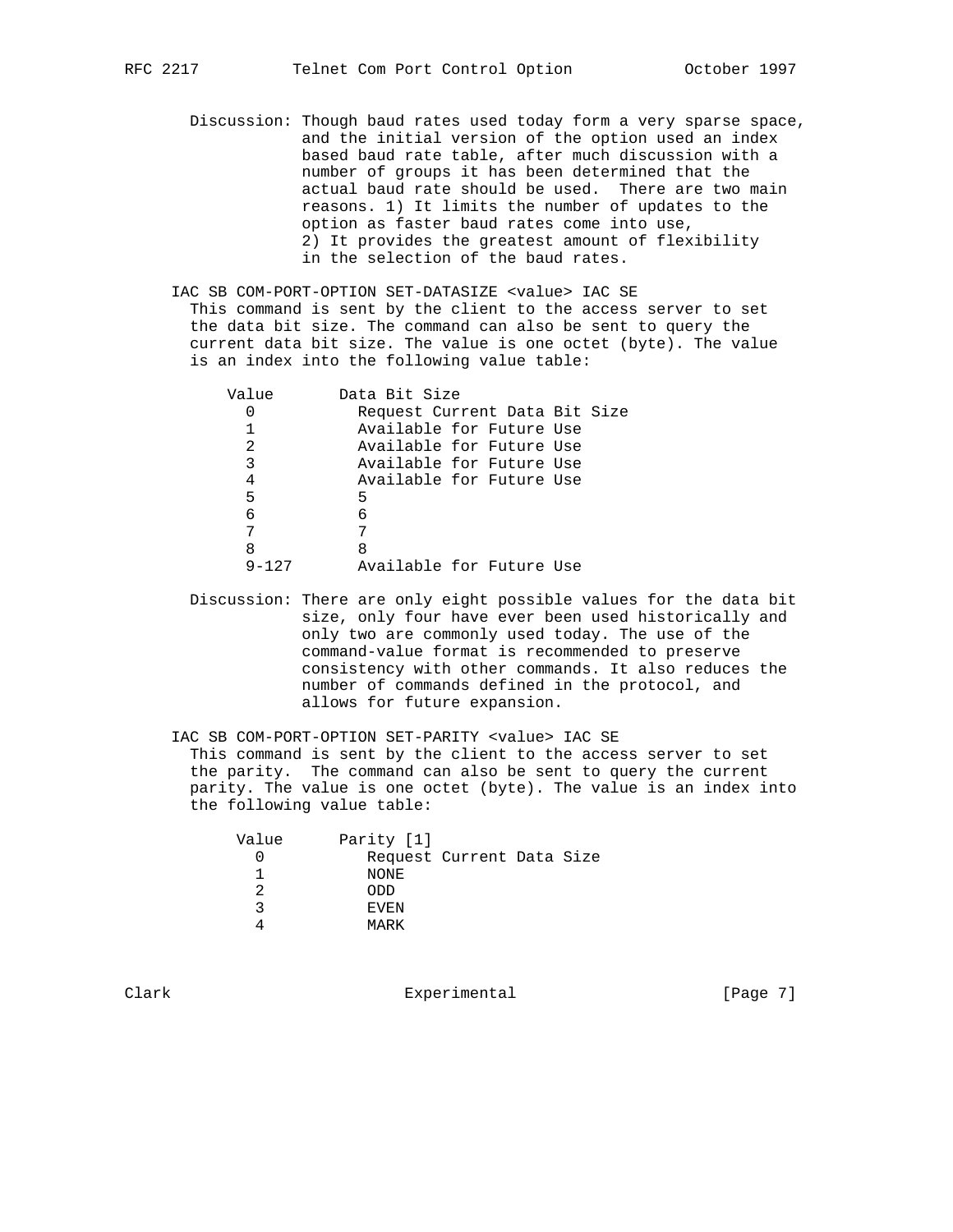Discussion: Though baud rates used today form a very sparse space, and the initial version of the option used an index based baud rate table, after much discussion with a number of groups it has been determined that the actual baud rate should be used. There are two main reasons. 1) It limits the number of updates to the option as faster baud rates come into use, 2) It provides the greatest amount of flexibility in the selection of the baud rates.

IAC SB COM-PORT-OPTION SET-DATASIZE <value> IAC SE

This command is sent by the client to the access server to set the data bit size. The command can also be sent to query the current data bit size. The value is one octet (byte). The value is an index into the following value table:

| Value | Data Bit Size |
|---|---|
| 0 | Request Current Data Bit Size |
| 1 | Available for Future Use |
| 2 | Available for Future Use |
| 3 | Available for Future Use |
| 4 | Available for Future Use |
| 5 | 5 |
| 6 | 6 |
| 7 | 7 |
| 8 | 8 |
| 9-127 | Available for Future Use |

Discussion: There are only eight possible values for the data bit size, only four have ever been used historically and only two are commonly used today. The use of the command-value format is recommended to preserve consistency with other commands. It also reduces the number of commands defined in the protocol, and allows for future expansion.

IAC SB COM-PORT-OPTION SET-PARITY <value> IAC SE

This command is sent by the client to the access server to set the parity. The command can also be sent to query the current parity. The value is one octet (byte). The value is an index into the following value table:

| Value | Parity [1] |
|---|---|
| 0 | Request Current Data Size |
| 1 | NONE |
| 2 | ODD |
| 3 | EVEN |
| 4 | MARK |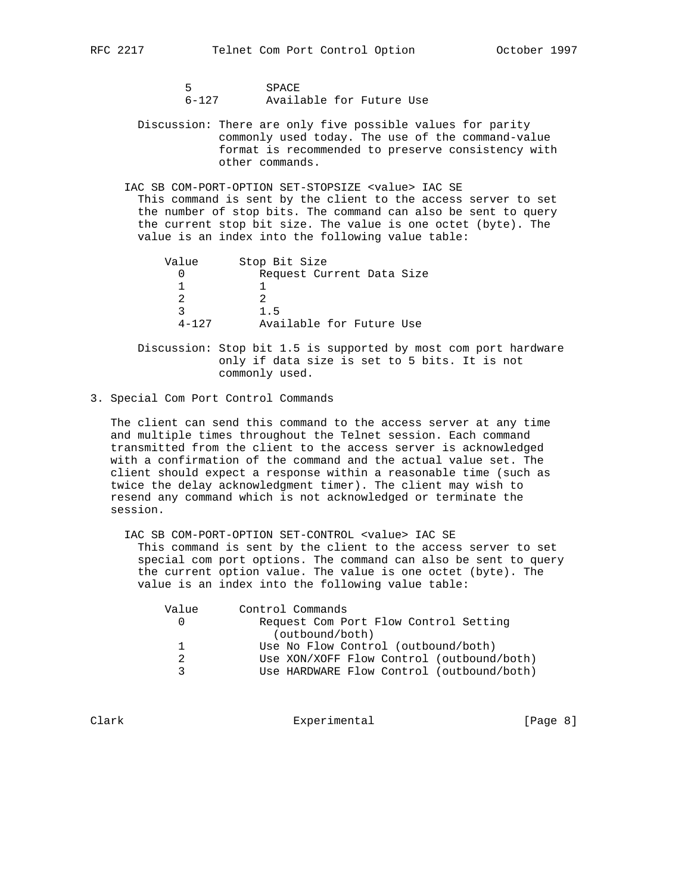| Value | Parity |
| --- | --- |
| 5 | SPACE |
| 6-127 | Available for Future Use |

Discussion: There are only five possible values for parity commonly used today. The use of the command-value format is recommended to preserve consistency with other commands.

IAC SB COM-PORT-OPTION SET-STOPSIZE <value> IAC SE

This command is sent by the client to the access server to set the number of stop bits. The command can also be sent to query the current stop bit size. The value is one octet (byte). The value is an index into the following value table:

| Value | Stop Bit Size |
| --- | --- |
| 0 | Request Current Data Size |
| 1 | 1 |
| 2 | 2 |
| 3 | 1.5 |
| 4-127 | Available for Future Use |

Discussion: Stop bit 1.5 is supported by most com port hardware only if data size is set to 5 bits. It is not commonly used.

## 3. Special Com Port Control Commands

The client can send this command to the access server at any time and multiple times throughout the Telnet session. Each command transmitted from the client to the access server is acknowledged with a confirmation of the command and the actual value set. The client should expect a response within a reasonable time (such as twice the delay acknowledgment timer). The client may wish to resend any command which is not acknowledged or terminate the session.

IAC SB COM-PORT-OPTION SET-CONTROL <value> IAC SE

This command is sent by the client to the access server to set special com port options. The command can also be sent to query the current option value. The value is one octet (byte). The value is an index into the following value table:

| Value | Control Commands |
| --- | --- |
| 0 | Request Com Port Flow Control Setting (outbound/both) |
| 1 | Use No Flow Control (outbound/both) |
| 2 | Use XON/XOFF Flow Control (outbound/both) |
| 3 | Use HARDWARE Flow Control (outbound/both) |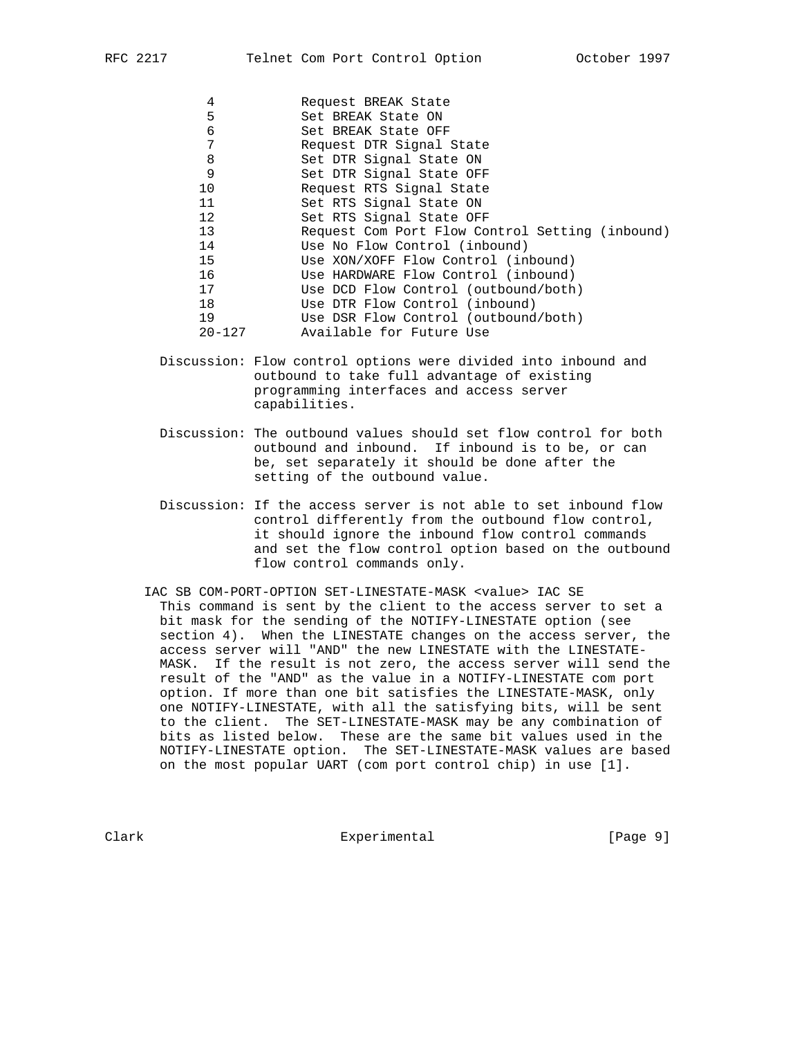| Value | Meaning |
|---|---|
| 4 | Request BREAK State |
| 5 | Set BREAK State ON |
| 6 | Set BREAK State OFF |
| 7 | Request DTR Signal State |
| 8 | Set DTR Signal State ON |
| 9 | Set DTR Signal State OFF |
| 10 | Request RTS Signal State |
| 11 | Set RTS Signal State ON |
| 12 | Set RTS Signal State OFF |
| 13 | Request Com Port Flow Control Setting (inbound) |
| 14 | Use No Flow Control (inbound) |
| 15 | Use XON/XOFF Flow Control (inbound) |
| 16 | Use HARDWARE Flow Control (inbound) |
| 17 | Use DCD Flow Control (outbound/both) |
| 18 | Use DTR Flow Control (inbound) |
| 19 | Use DSR Flow Control (outbound/both) |
| 20-127 | Available for Future Use |

Discussion: Flow control options were divided into inbound and outbound to take full advantage of existing programming interfaces and access server capabilities.

Discussion: The outbound values should set flow control for both outbound and inbound. If inbound is to be, or can be, set separately it should be done after the setting of the outbound value.

Discussion: If the access server is not able to set inbound flow control differently from the outbound flow control, it should ignore the inbound flow control commands and set the flow control option based on the outbound flow control commands only.

IAC SB COM-PORT-OPTION SET-LINESTATE-MASK <value> IAC SE

This command is sent by the client to the access server to set a bit mask for the sending of the NOTIFY-LINESTATE option (see section 4). When the LINESTATE changes on the access server, the access server will "AND" the new LINESTATE with the LINESTATE-MASK. If the result is not zero, the access server will send the result of the "AND" as the value in a NOTIFY-LINESTATE com port option. If more than one bit satisfies the LINESTATE-MASK, only one NOTIFY-LINESTATE, with all the satisfying bits, will be sent to the client. The SET-LINESTATE-MASK may be any combination of bits as listed below. These are the same bit values used in the NOTIFY-LINESTATE option. The SET-LINESTATE-MASK values are based on the most popular UART (com port control chip) in use [1].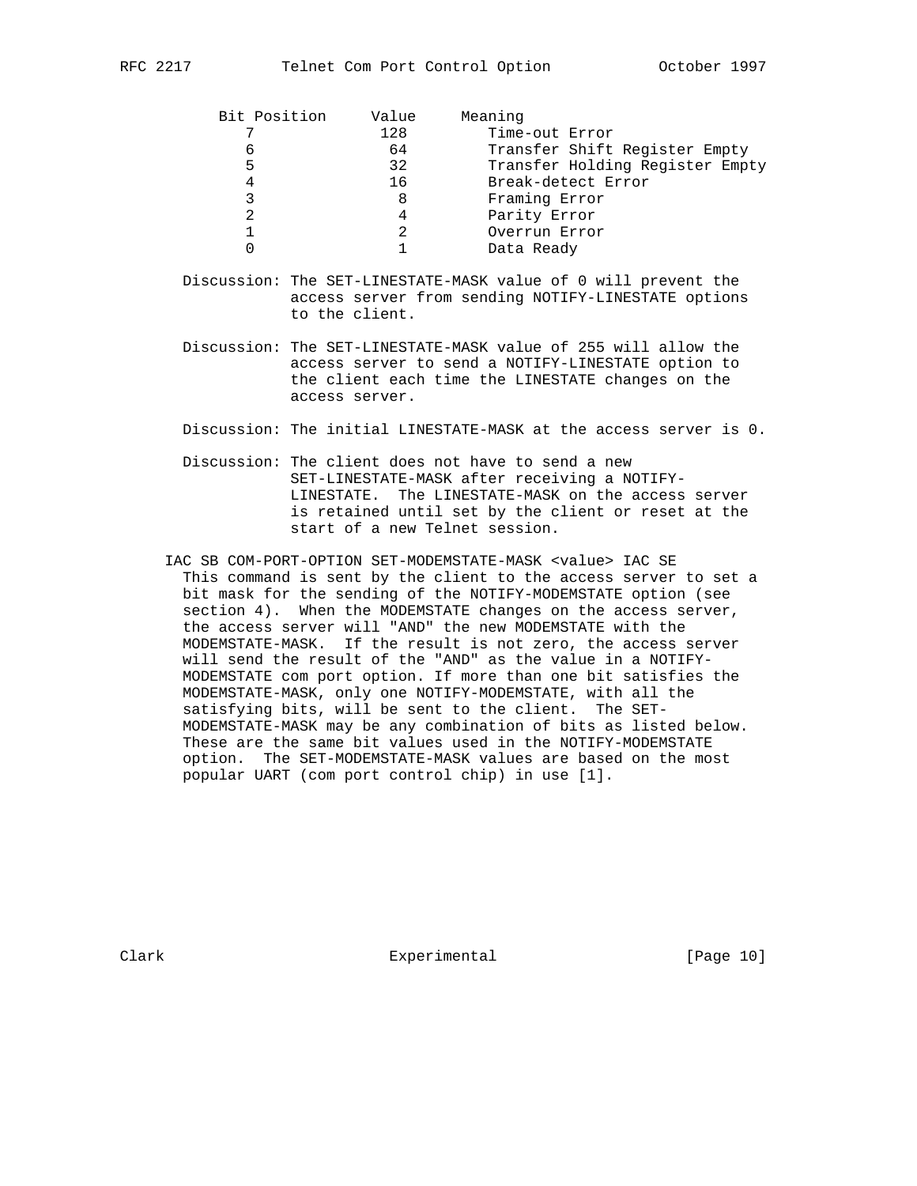| Bit Position | Value | Meaning |
|---|---|---|
| 7 | 128 | Time-out Error |
| 6 | 64 | Transfer Shift Register Empty |
| 5 | 32 | Transfer Holding Register Empty |
| 4 | 16 | Break-detect Error |
| 3 | 8 | Framing Error |
| 2 | 4 | Parity Error |
| 1 | 2 | Overrun Error |
| 0 | 1 | Data Ready |

Discussion: The SET-LINESTATE-MASK value of 0 will prevent the access server from sending NOTIFY-LINESTATE options to the client.

Discussion: The SET-LINESTATE-MASK value of 255 will allow the access server to send a NOTIFY-LINESTATE option to the client each time the LINESTATE changes on the access server.

Discussion: The initial LINESTATE-MASK at the access server is 0.

Discussion: The client does not have to send a new SET-LINESTATE-MASK after receiving a NOTIFY-LINESTATE. The LINESTATE-MASK on the access server is retained until set by the client or reset at the start of a new Telnet session.

IAC SB COM-PORT-OPTION SET-MODEMSTATE-MASK <value> IAC SE

This command is sent by the client to the access server to set a bit mask for the sending of the NOTIFY-MODEMSTATE option (see section 4). When the MODEMSTATE changes on the access server, the access server will "AND" the new MODEMSTATE with the MODEMSTATE-MASK. If the result is not zero, the access server will send the result of the "AND" as the value in a NOTIFY-MODEMSTATE com port option. If more than one bit satisfies the MODEMSTATE-MASK, only one NOTIFY-MODEMSTATE, with all the satisfying bits, will be sent to the client. The SET-MODEMSTATE-MASK may be any combination of bits as listed below. These are the same bit values used in the NOTIFY-MODEMSTATE option. The SET-MODEMSTATE-MASK values are based on the most popular UART (com port control chip) in use [1].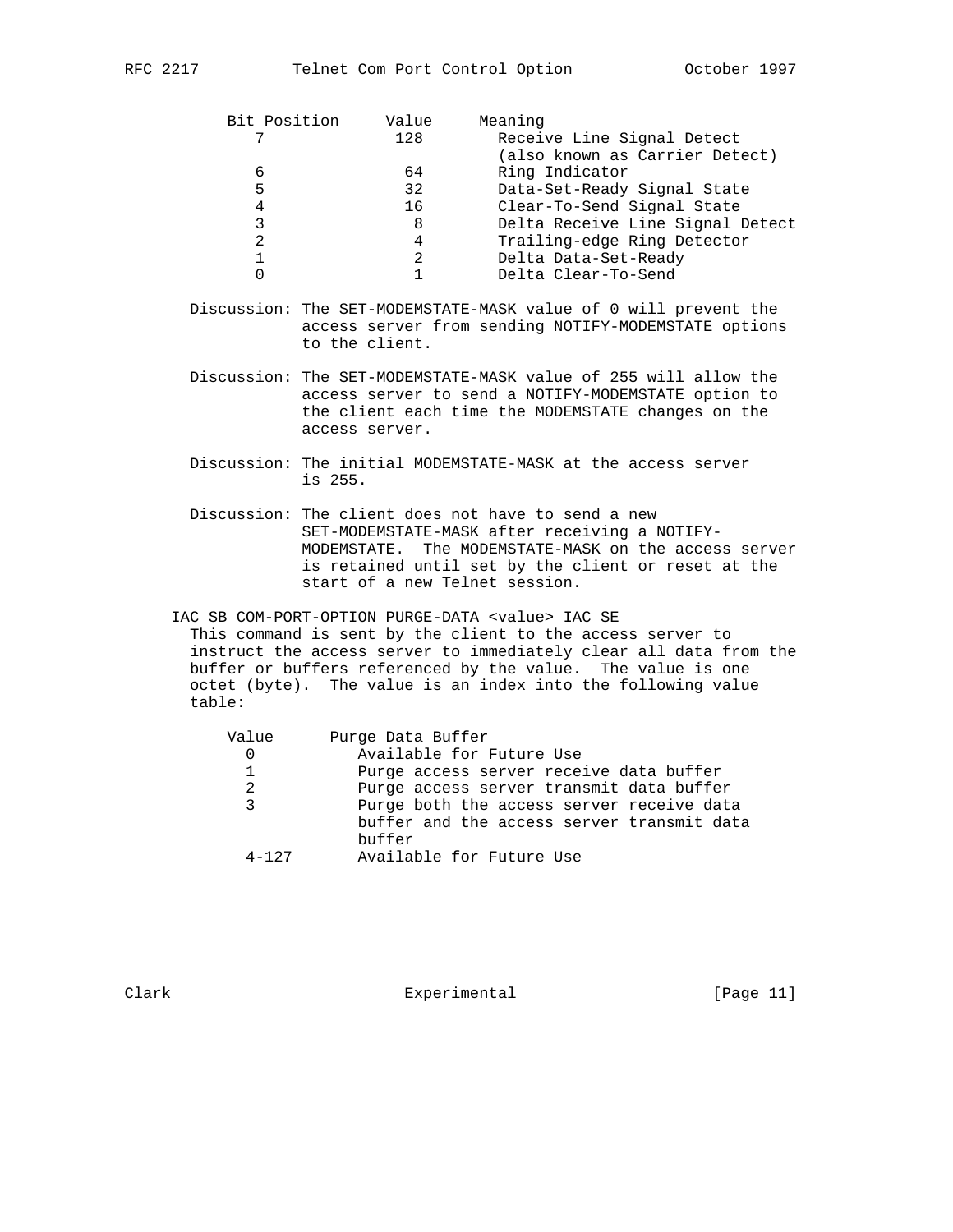| Bit Position | Value | Meaning |
|---|---|---|
| 7 | 128 | Receive Line Signal Detect (also known as Carrier Detect) |
| 6 | 64 | Ring Indicator |
| 5 | 32 | Data-Set-Ready Signal State |
| 4 | 16 | Clear-To-Send Signal State |
| 3 | 8 | Delta Receive Line Signal Detect |
| 2 | 4 | Trailing-edge Ring Detector |
| 1 | 2 | Delta Data-Set-Ready |
| 0 | 1 | Delta Clear-To-Send |

Discussion: The SET-MODEMSTATE-MASK value of 0 will prevent the access server from sending NOTIFY-MODEMSTATE options to the client.

Discussion: The SET-MODEMSTATE-MASK value of 255 will allow the access server to send a NOTIFY-MODEMSTATE option to the client each time the MODEMSTATE changes on the access server.

Discussion: The initial MODEMSTATE-MASK at the access server is 255.

Discussion: The client does not have to send a new SET-MODEMSTATE-MASK after receiving a NOTIFY-MODEMSTATE. The MODEMSTATE-MASK on the access server is retained until set by the client or reset at the start of a new Telnet session.

IAC SB COM-PORT-OPTION PURGE-DATA <value> IAC SE

This command is sent by the client to the access server to instruct the access server to immediately clear all data from the buffer or buffers referenced by the value. The value is one octet (byte). The value is an index into the following value table:

| Value | Purge Data Buffer |
|---|---|
| 0 | Available for Future Use |
| 1 | Purge access server receive data buffer |
| 2 | Purge access server transmit data buffer |
| 3 | Purge both the access server receive data buffer and the access server transmit data buffer |
| 4-127 | Available for Future Use |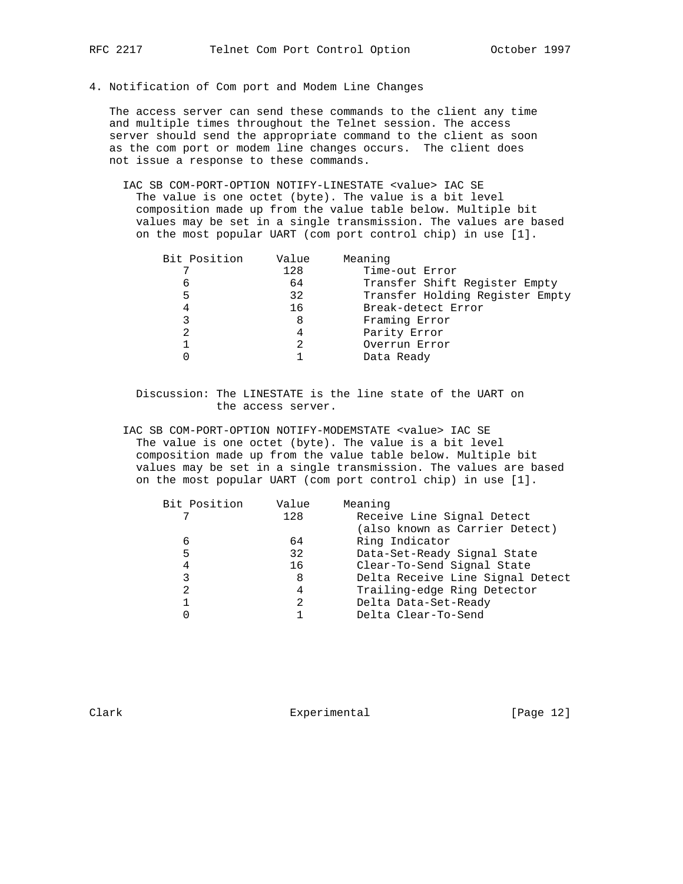## 4. Notification of Com port and Modem Line Changes

The access server can send these commands to the client any time and multiple times throughout the Telnet session. The access server should send the appropriate command to the client as soon as the com port or modem line changes occurs. The client does not issue a response to these commands.

IAC SB COM-PORT-OPTION NOTIFY-LINESTATE <value> IAC SE

The value is one octet (byte). The value is a bit level composition made up from the value table below. Multiple bit values may be set in a single transmission. The values are based on the most popular UART (com port control chip) in use [1].

| Bit Position | Value | Meaning |
|---|---|---|
| 7 | 128 | Time-out Error |
| 6 | 64 | Transfer Shift Register Empty |
| 5 | 32 | Transfer Holding Register Empty |
| 4 | 16 | Break-detect Error |
| 3 | 8 | Framing Error |
| 2 | 4 | Parity Error |
| 1 | 2 | Overrun Error |
| 0 | 1 | Data Ready |

Discussion: The LINESTATE is the line state of the UART on the access server.

IAC SB COM-PORT-OPTION NOTIFY-MODEMSTATE <value> IAC SE

The value is one octet (byte). The value is a bit level composition made up from the value table below. Multiple bit values may be set in a single transmission. The values are based on the most popular UART (com port control chip) in use [1].

| Bit Position | Value | Meaning |
|---|---|---|
| 7 | 128 | Receive Line Signal Detect (also known as Carrier Detect) |
| 6 | 64 | Ring Indicator |
| 5 | 32 | Data-Set-Ready Signal State |
| 4 | 16 | Clear-To-Send Signal State |
| 3 | 8 | Delta Receive Line Signal Detect |
| 2 | 4 | Trailing-edge Ring Detector |
| 1 | 2 | Delta Data-Set-Ready |
| 0 | 1 | Delta Clear-To-Send |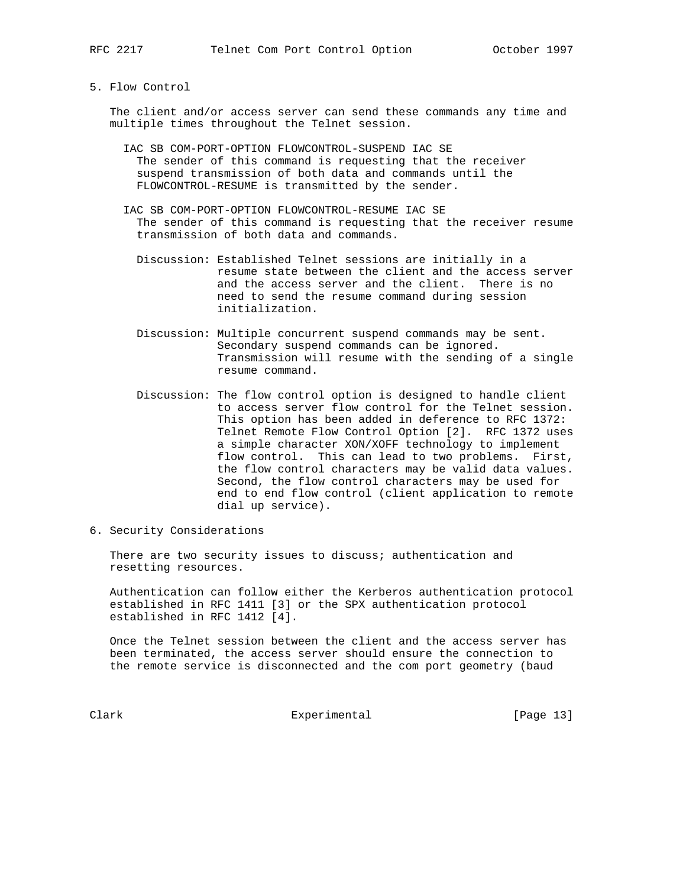## 5. Flow Control

The client and/or access server can send these commands any time and multiple times throughout the Telnet session.

IAC SB COM-PORT-OPTION FLOWCONTROL-SUSPEND IAC SE
The sender of this command is requesting that the receiver suspend transmission of both data and commands until the FLOWCONTROL-RESUME is transmitted by the sender.

IAC SB COM-PORT-OPTION FLOWCONTROL-RESUME IAC SE
The sender of this command is requesting that the receiver resume transmission of both data and commands.

Discussion: Established Telnet sessions are initially in a resume state between the client and the access server and the access server and the client. There is no need to send the resume command during session initialization.

Discussion: Multiple concurrent suspend commands may be sent. Secondary suspend commands can be ignored. Transmission will resume with the sending of a single resume command.

Discussion: The flow control option is designed to handle client to access server flow control for the Telnet session. This option has been added in deference to RFC 1372: Telnet Remote Flow Control Option [2]. RFC 1372 uses a simple character XON/XOFF technology to implement flow control. This can lead to two problems. First, the flow control characters may be valid data values. Second, the flow control characters may be used for end to end flow control (client application to remote dial up service).

## 6. Security Considerations

There are two security issues to discuss; authentication and resetting resources.

Authentication can follow either the Kerberos authentication protocol established in RFC 1411 [3] or the SPX authentication protocol established in RFC 1412 [4].

Once the Telnet session between the client and the access server has been terminated, the access server should ensure the connection to the remote service is disconnected and the com port geometry (baud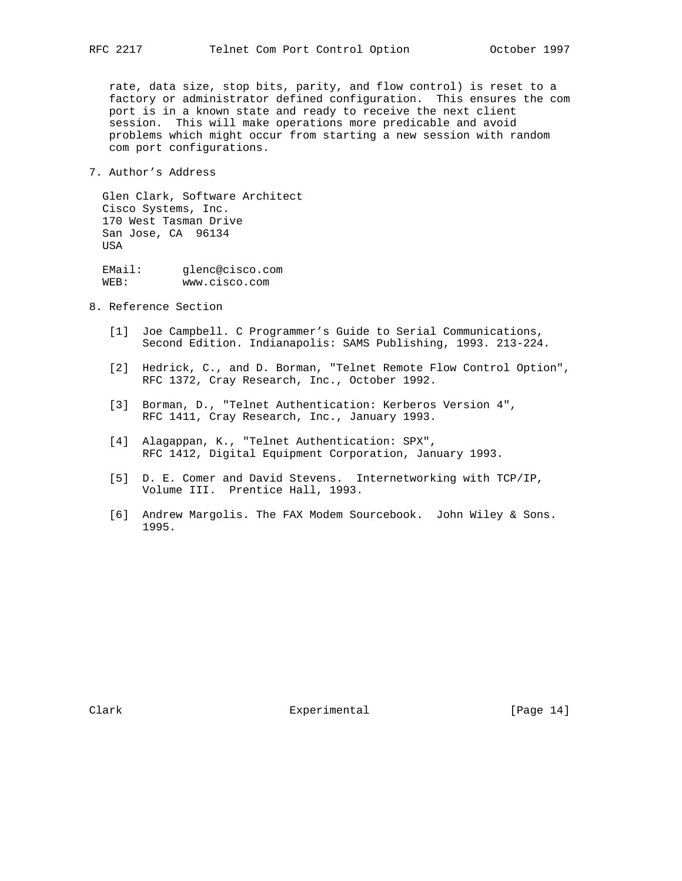rate, data size, stop bits, parity, and flow control) is reset to a factory or administrator defined configuration. This ensures the com port is in a known state and ready to receive the next client session. This will make operations more predicable and avoid problems which might occur from starting a new session with random com port configurations.

## 7. Author's Address

Glen Clark, Software Architect
Cisco Systems, Inc.
170 West Tasman Drive
San Jose, CA 96134
USA

EMail: glenc@cisco.com
WEB: www.cisco.com

## 8. Reference Section

[1] Joe Campbell. C Programmer's Guide to Serial Communications, Second Edition. Indianapolis: SAMS Publishing, 1993. 213-224.

[2] Hedrick, C., and D. Borman, "Telnet Remote Flow Control Option", RFC 1372, Cray Research, Inc., October 1992.

[3] Borman, D., "Telnet Authentication: Kerberos Version 4", RFC 1411, Cray Research, Inc., January 1993.

[4] Alagappan, K., "Telnet Authentication: SPX", RFC 1412, Digital Equipment Corporation, January 1993.

[5] D. E. Comer and David Stevens. Internetworking with TCP/IP, Volume III. Prentice Hall, 1993.

[6] Andrew Margolis. The FAX Modem Sourcebook. John Wiley & Sons. 1995.